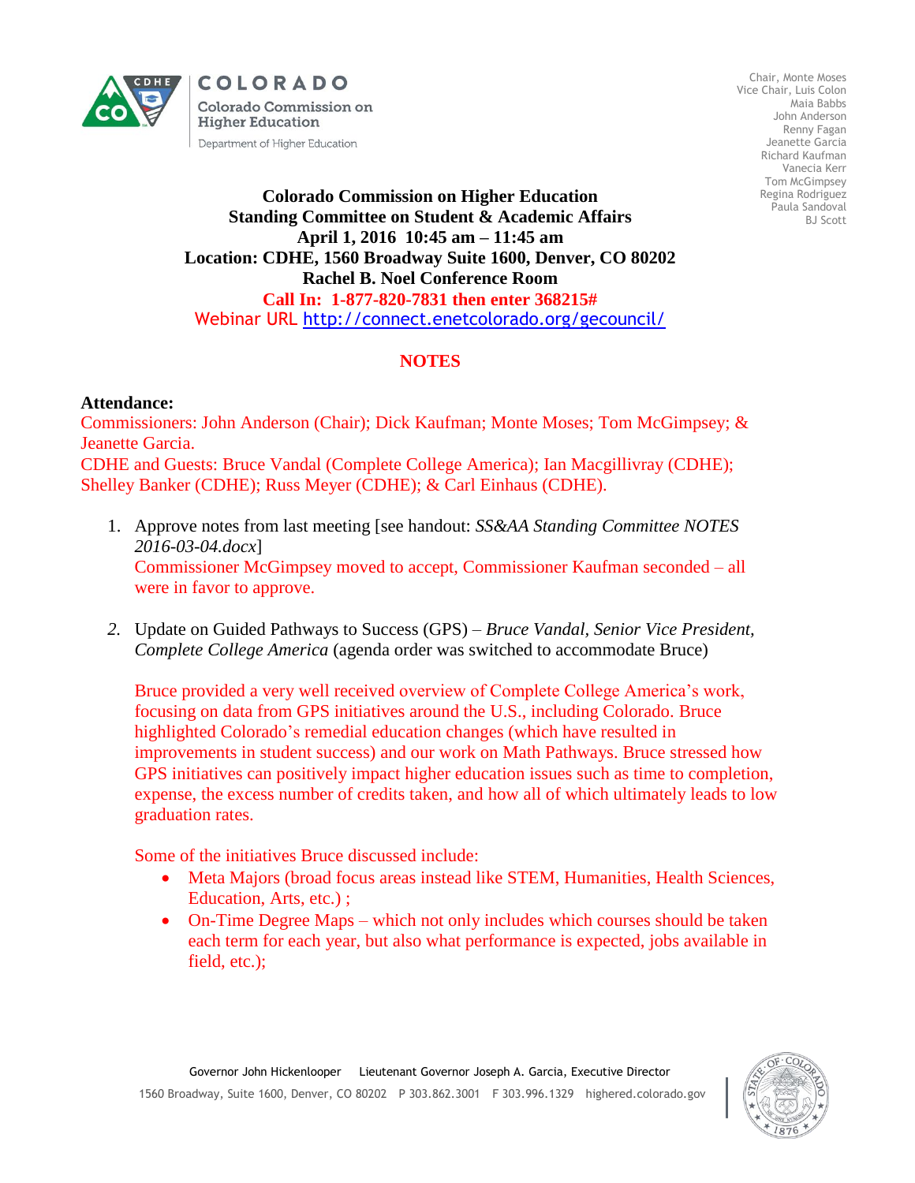COLORADO

Colorado Commission on Higher Education

Department of Higher Education

Chair, Monte Moses
Vice Chair, Luis Colon
Maia Babbs
John Anderson
Renny Fagan
Jeanette Garcia
Richard Kaufman
Vanecia Kerr
Tom McGimpsey
Regina Rodriguez
Paula Sandoval
BJ Scott

**Colorado Commission on Higher Education**
**Standing Committee on Student & Academic Affairs**
**April 1, 2016 10:45 am – 11:45 am**
**Location: CDHE, 1560 Broadway Suite 1600, Denver, CO 80202**
**Rachel B. Noel Conference Room**
**Call In: 1-877-820-7831 then enter 368215#**
Webinar URL http://connect.enetcolorado.org/gecouncil/

## NOTES

**Attendance:**

Commissioners: John Anderson (Chair); Dick Kaufman; Monte Moses; Tom McGimpsey; & Jeanette Garcia.

CDHE and Guests: Bruce Vandal (Complete College America); Ian Macgillivray (CDHE); Shelley Banker (CDHE); Russ Meyer (CDHE); & Carl Einhaus (CDHE).

1. Approve notes from last meeting [see handout: *SS&AA Standing Committee NOTES 2016-03-04.docx*]
   Commissioner McGimpsey moved to accept, Commissioner Kaufman seconded – all were in favor to approve.

2. Update on Guided Pathways to Success (GPS) – *Bruce Vandal, Senior Vice President, Complete College America* (agenda order was switched to accommodate Bruce)

   Bruce provided a very well received overview of Complete College America's work, focusing on data from GPS initiatives around the U.S., including Colorado. Bruce highlighted Colorado's remedial education changes (which have resulted in improvements in student success) and our work on Math Pathways. Bruce stressed how GPS initiatives can positively impact higher education issues such as time to completion, expense, the excess number of credits taken, and how all of which ultimately leads to low graduation rates.

   Some of the initiatives Bruce discussed include:

   - Meta Majors (broad focus areas instead like STEM, Humanities, Health Sciences, Education, Arts, etc.) ;
   - On-Time Degree Maps – which not only includes which courses should be taken each term for each year, but also what performance is expected, jobs available in field, etc.);

Governor John Hickenlooper Lieutenant Governor Joseph A. Garcia, Executive Director
1560 Broadway, Suite 1600, Denver, CO 80202 P 303.862.3001 F 303.996.1329 highered.colorado.gov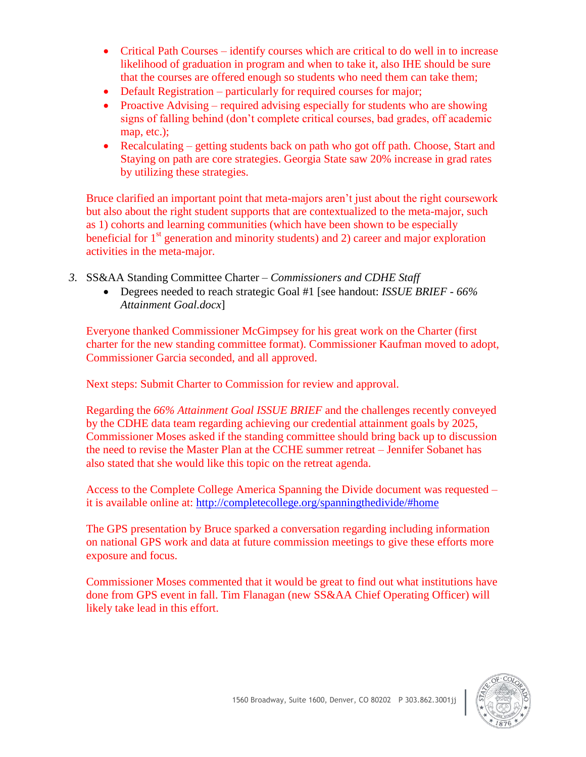- Critical Path Courses – identify courses which are critical to do well in to increase likelihood of graduation in program and when to take it, also IHE should be sure that the courses are offered enough so students who need them can take them;
- Default Registration – particularly for required courses for major;
- Proactive Advising – required advising especially for students who are showing signs of falling behind (don't complete critical courses, bad grades, off academic map, etc.);
- Recalculating – getting students back on path who got off path. Choose, Start and Staying on path are core strategies. Georgia State saw 20% increase in grad rates by utilizing these strategies.

Bruce clarified an important point that meta-majors aren't just about the right coursework but also about the right student supports that are contextualized to the meta-major, such as 1) cohorts and learning communities (which have been shown to be especially beneficial for 1st generation and minority students) and 2) career and major exploration activities in the meta-major.

3. SS&AA Standing Committee Charter – *Commissioners and CDHE Staff*
   - Degrees needed to reach strategic Goal #1 [see handout: *ISSUE BRIEF - 66% Attainment Goal.docx*]

Everyone thanked Commissioner McGimpsey for his great work on the Charter (first charter for the new standing committee format). Commissioner Kaufman moved to adopt, Commissioner Garcia seconded, and all approved.

Next steps: Submit Charter to Commission for review and approval.

Regarding the *66% Attainment Goal ISSUE BRIEF* and the challenges recently conveyed by the CDHE data team regarding achieving our credential attainment goals by 2025, Commissioner Moses asked if the standing committee should bring back up to discussion the need to revise the Master Plan at the CCHE summer retreat – Jennifer Sobanet has also stated that she would like this topic on the retreat agenda.

Access to the Complete College America Spanning the Divide document was requested – it is available online at: http://completecollege.org/spanningthedivide/#home

The GPS presentation by Bruce sparked a conversation regarding including information on national GPS work and data at future commission meetings to give these efforts more exposure and focus.

Commissioner Moses commented that it would be great to find out what institutions have done from GPS event in fall. Tim Flanagan (new SS&AA Chief Operating Officer) will likely take lead in this effort.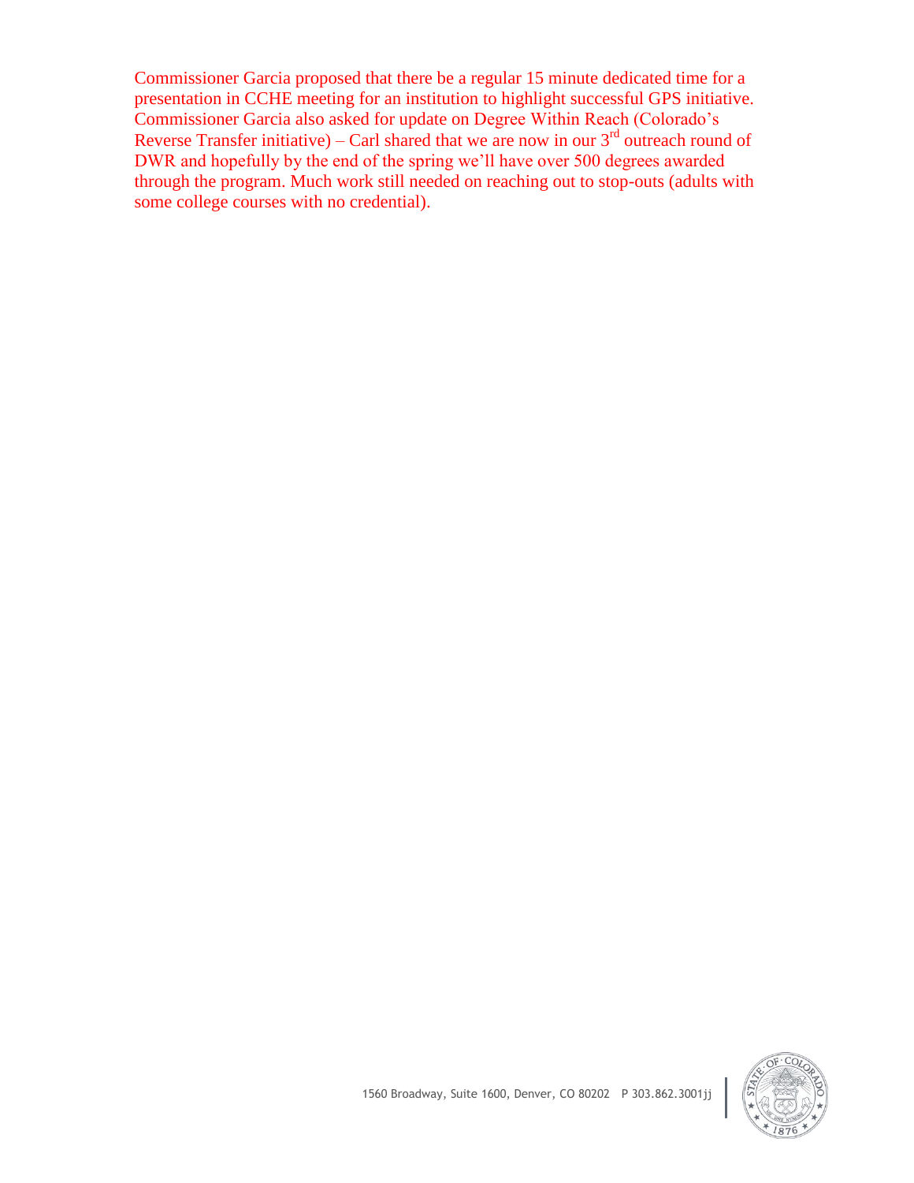Commissioner Garcia proposed that there be a regular 15 minute dedicated time for a presentation in CCHE meeting for an institution to highlight successful GPS initiative. Commissioner Garcia also asked for update on Degree Within Reach (Colorado's Reverse Transfer initiative) – Carl shared that we are now in our 3rd outreach round of DWR and hopefully by the end of the spring we'll have over 500 degrees awarded through the program. Much work still needed on reaching out to stop-outs (adults with some college courses with no credential).